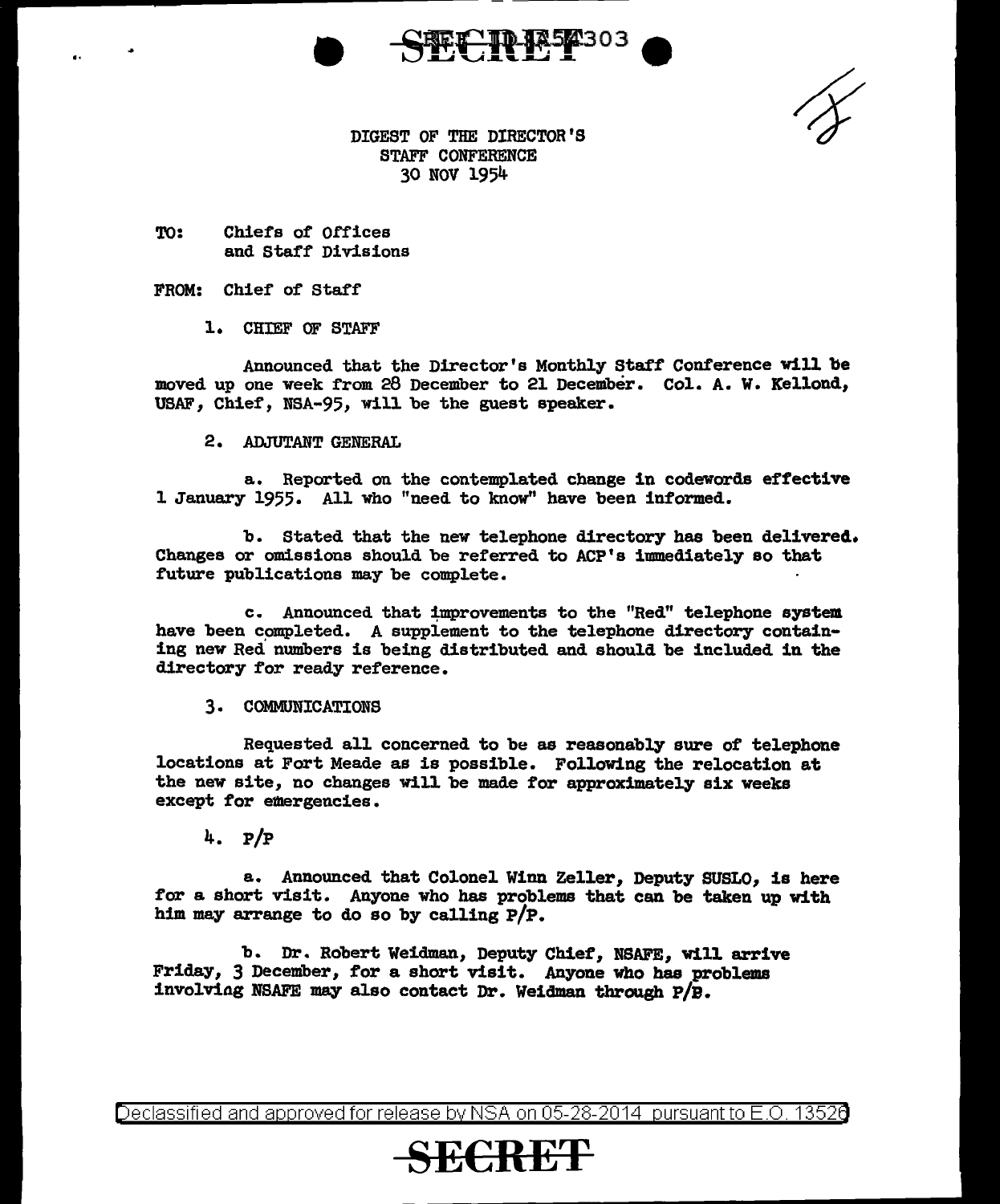DIGEST OF THE DIRECTOR'S
STAFF CONFERENCE
30 NOV 1954

TO: Chiefs of Offices
and Staff Divisions

FROM: Chief of Staff

1. CHIEF OF STAFF

Announced that the Director's Monthly Staff Conference will be moved up one week from 28 December to 21 December. Col. A. W. Kellond, USAF, Chief, NSA-95, will be the guest speaker.

2. ADJUTANT GENERAL

a. Reported on the contemplated change in codewords effective 1 January 1955. All who "need to know" have been informed.

b. Stated that the new telephone directory has been delivered. Changes or omissions should be referred to ACP's immediately so that future publications may be complete.

c. Announced that improvements to the "Red" telephone system have been completed. A supplement to the telephone directory containing new Red numbers is being distributed and should be included in the directory for ready reference.

3. COMMUNICATIONS

Requested all concerned to be as reasonably sure of telephone locations at Fort Meade as is possible. Following the relocation at the new site, no changes will be made for approximately six weeks except for emergencies.

4. P/P

a. Announced that Colonel Winn Zeller, Deputy SUSLO, is here for a short visit. Anyone who has problems that can be taken up with him may arrange to do so by calling P/P.

b. Dr. Robert Weidman, Deputy Chief, NSAFE, will arrive Friday, 3 December, for a short visit. Anyone who has problems involving NSAFE may also contact Dr. Weidman through P/P.

Declassified and approved for release by NSA on 05-28-2014 pursuant to E.O. 13526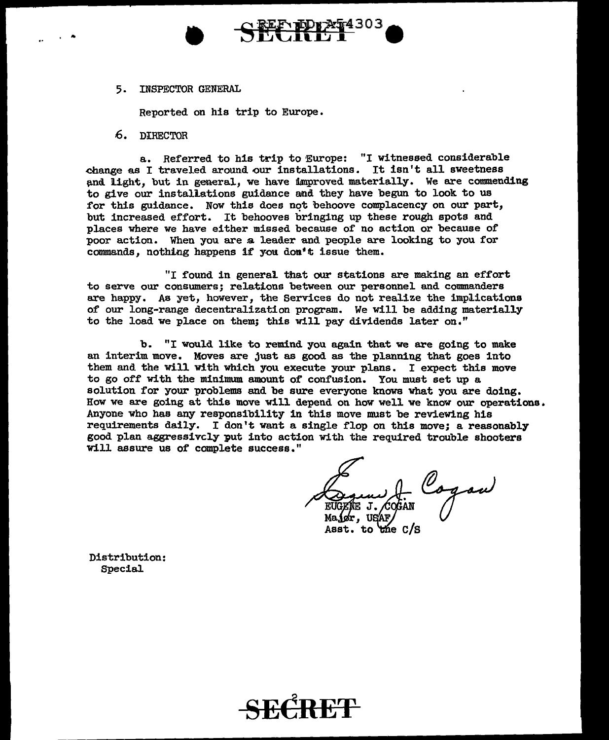SECRET

5. INSPECTOR GENERAL

Reported on his trip to Europe.

6. DIRECTOR

a. Referred to his trip to Europe: "I witnessed considerable change as I traveled around our installations. It isn't all sweetness and light, but in general, we have improved materially. We are commending to give our installations guidance and they have begun to look to us for this guidance. Now this does not behoove complacency on our part, but increased effort. It behooves bringing up these rough spots and places where we have either missed because of no action or because of poor action. When you are a leader and people are looking to you for commands, nothing happens if you don't issue them.

"I found in general that our stations are making an effort to serve our consumers; relations between our personnel and commanders are happy. As yet, however, the Services do not realize the implications of our long-range decentralization program. We will be adding materially to the load we place on them; this will pay dividends later on."

b. "I would like to remind you again that we are going to make an interim move. Moves are just as good as the planning that goes into them and the will with which you execute your plans. I expect this move to go off with the minimum amount of confusion. You must set up a solution for your problems and be sure everyone knows what you are doing. How we are going at this move will depend on how well we know our operations. Anyone who has any responsibility in this move must be reviewing his requirements daily. I don't want a single flop on this move; a reasonably good plan aggressively put into action with the required trouble shooters will assure us of complete success."

Eugene J. Cogan
EUGENE J. COGAN
Major, USAF
Asst. to the C/S

Distribution:
Special

SECRET